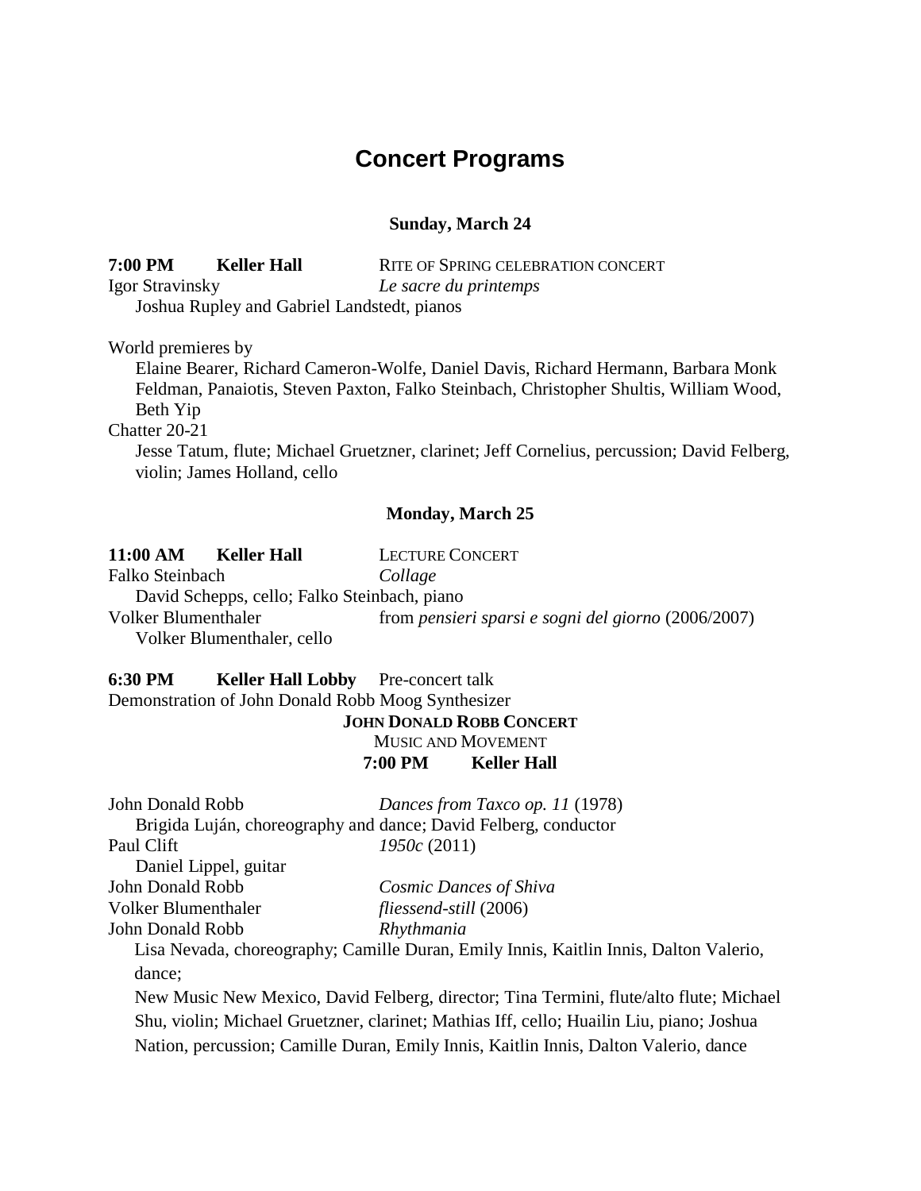# Concert Programs

### Sunday, March 24

**7:00 PM** **Keller Hall** RITE OF SPRING CELEBRATION CONCERT

Igor Stravinsky *Le sacre du printemps*

Joshua Rupley and Gabriel Landstedt, pianos

World premieres by

Elaine Bearer, Richard Cameron-Wolfe, Daniel Davis, Richard Hermann, Barbara Monk Feldman, Panaiotis, Steven Paxton, Falko Steinbach, Christopher Shultis, William Wood, Beth Yip

Chatter 20-21

Jesse Tatum, flute; Michael Gruetzner, clarinet; Jeff Cornelius, percussion; David Felberg, violin; James Holland, cello

### Monday, March 25

**11:00 AM** **Keller Hall** LECTURE CONCERT

Falko Steinbach *Collage*

David Schepps, cello; Falko Steinbach, piano

Volker Blumenthaler from *pensieri sparsi e sogni del giorno* (2006/2007)

Volker Blumenthaler, cello

**6:30 PM** **Keller Hall Lobby** Pre-concert talk

Demonstration of John Donald Robb Moog Synthesizer

**JOHN DONALD ROBB CONCERT**

MUSIC AND MOVEMENT

**7:00 PM** **Keller Hall**

John Donald Robb *Dances from Taxco op. 11* (1978)

Brigida Luján, choreography and dance; David Felberg, conductor

Paul Clift *1950c* (2011)

Daniel Lippel, guitar

John Donald Robb *Cosmic Dances of Shiva*

Volker Blumenthaler *fliessend-still* (2006)

John Donald Robb *Rhythmania*

Lisa Nevada, choreography; Camille Duran, Emily Innis, Kaitlin Innis, Dalton Valerio, dance;

New Music New Mexico, David Felberg, director; Tina Termini, flute/alto flute; Michael Shu, violin; Michael Gruetzner, clarinet; Mathias Iff, cello; Huailin Liu, piano; Joshua Nation, percussion; Camille Duran, Emily Innis, Kaitlin Innis, Dalton Valerio, dance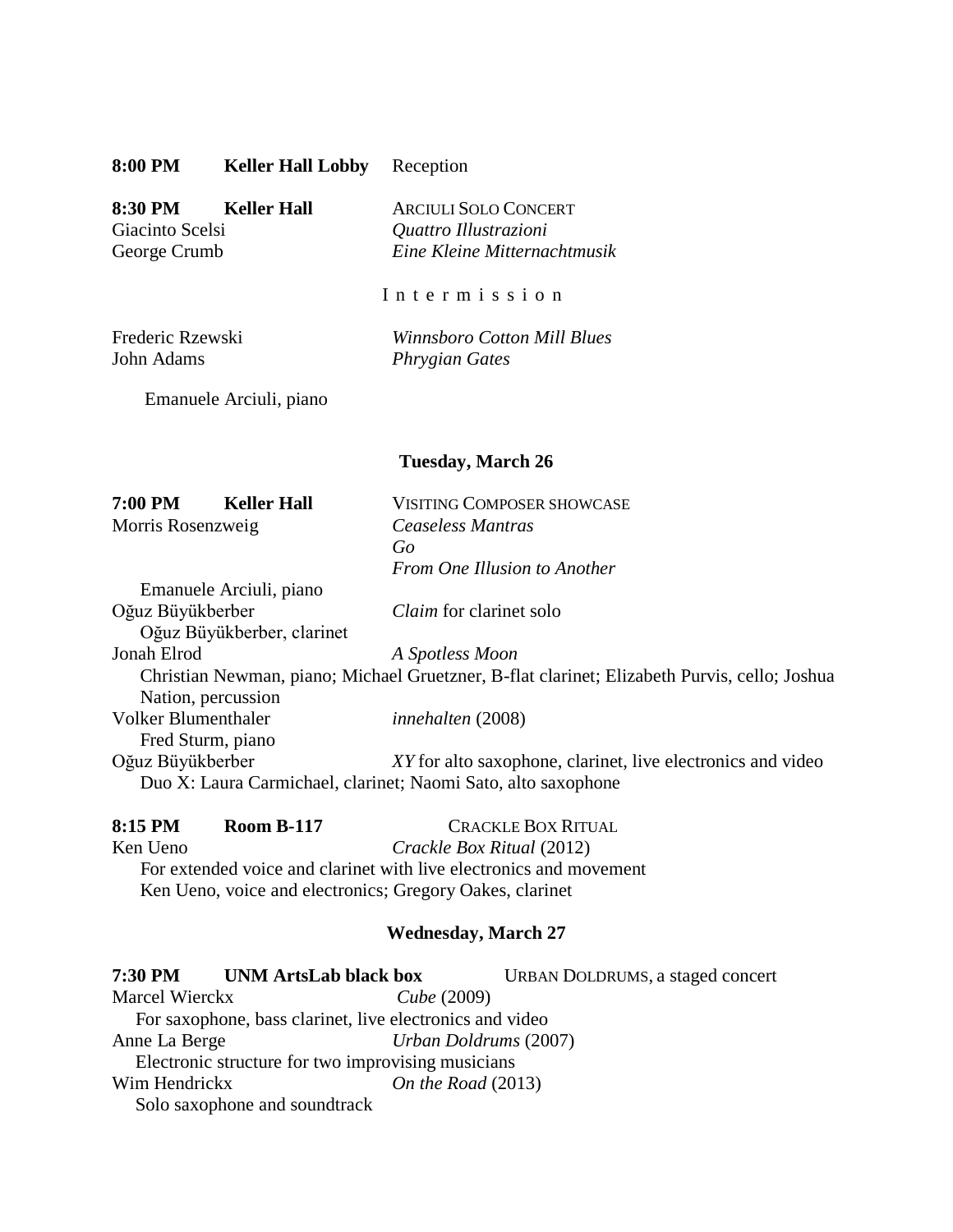**8:00 PM** **Keller Hall Lobby** Reception

**8:30 PM** **Keller Hall** ARCIULI SOLO CONCERT

Giacinto Scelsi *Quattro Illustrazioni*

George Crumb *Eine Kleine Mitternachtmusik*

I n t e r m i s s i o n

Frederic Rzewski *Winnsboro Cotton Mill Blues*

John Adams *Phrygian Gates*

Emanuele Arciuli, piano

## Tuesday, March 26

**7:00 PM** **Keller Hall** VISITING COMPOSER SHOWCASE

Morris Rosenzweig *Ceaseless Mantras*

*Go*

*From One Illusion to Another*

Emanuele Arciuli, piano

Oğuz Büyükberber *Claim* for clarinet solo

Oğuz Büyükberber, clarinet

Jonah Elrod *A Spotless Moon*

Christian Newman, piano; Michael Gruetzner, B-flat clarinet; Elizabeth Purvis, cello; Joshua Nation, percussion

Volker Blumenthaler *innehalten* (2008)

Fred Sturm, piano

Oğuz Büyükberber *XY* for alto saxophone, clarinet, live electronics and video

Duo X: Laura Carmichael, clarinet; Naomi Sato, alto saxophone

**8:15 PM** **Room B-117** CRACKLE BOX RITUAL

Ken Ueno *Crackle Box Ritual* (2012)

For extended voice and clarinet with live electronics and movement

Ken Ueno, voice and electronics; Gregory Oakes, clarinet

## Wednesday, March 27

**7:30 PM** **UNM ArtsLab black box** URBAN DOLDRUMS, a staged concert

Marcel Wierckx *Cube* (2009)

For saxophone, bass clarinet, live electronics and video

Anne La Berge *Urban Doldrums* (2007)

Electronic structure for two improvising musicians

Wim Hendrickx *On the Road* (2013)

Solo saxophone and soundtrack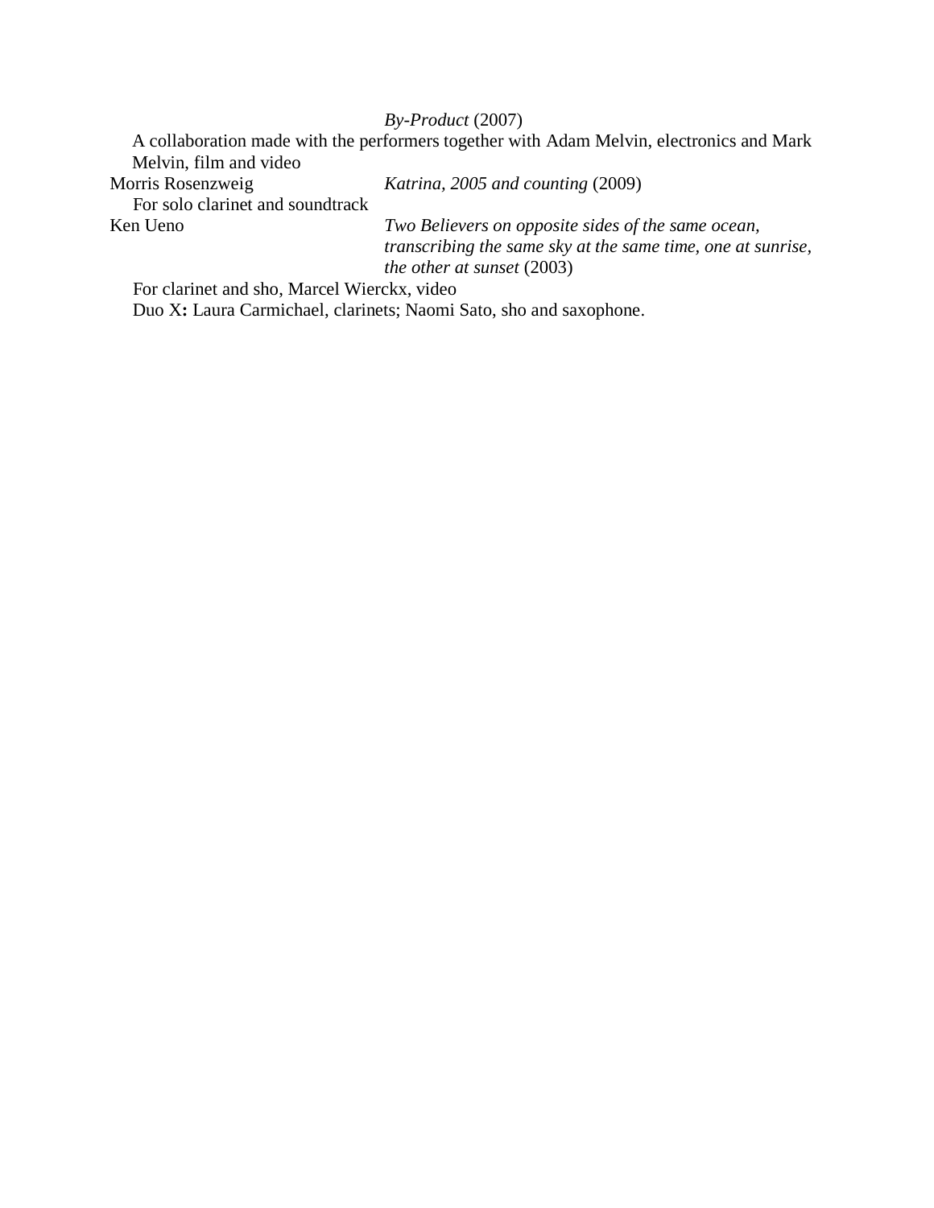*By-Product* (2007)

A collaboration made with the performers together with Adam Melvin, electronics and Mark Melvin, film and video

Morris Rosenzweig *Katrina, 2005 and counting* (2009)

For solo clarinet and soundtrack

Ken Ueno *Two Believers on opposite sides of the same ocean, transcribing the same sky at the same time, one at sunrise, the other at sunset* (2003)

For clarinet and sho, Marcel Wierckx, video

Duo X**:** Laura Carmichael, clarinets; Naomi Sato, sho and saxophone.